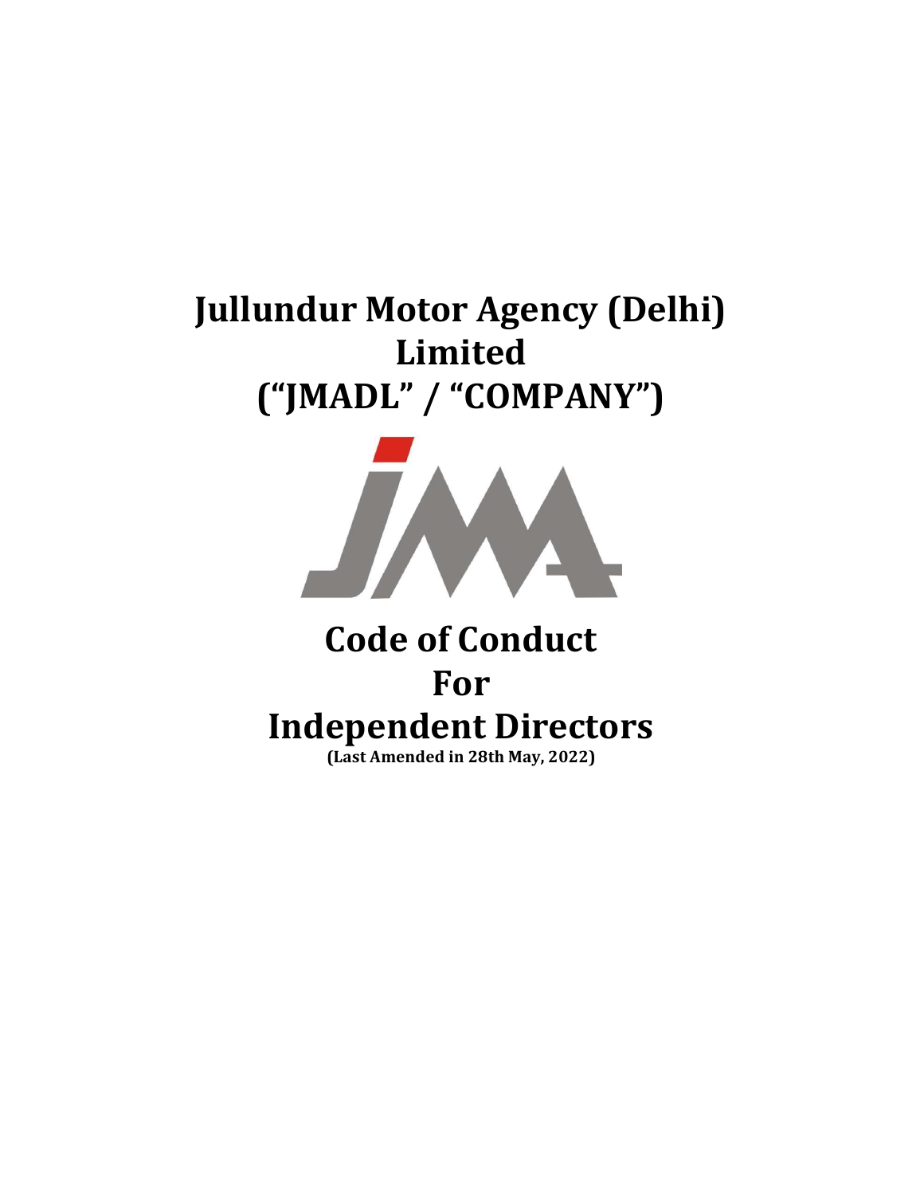# Jullundur Motor Agency (Delhi) Limited
# ("JMADL" / "COMPANY")

# Code of Conduct For Independent Directors

**(Last Amended in 28th May, 2022)**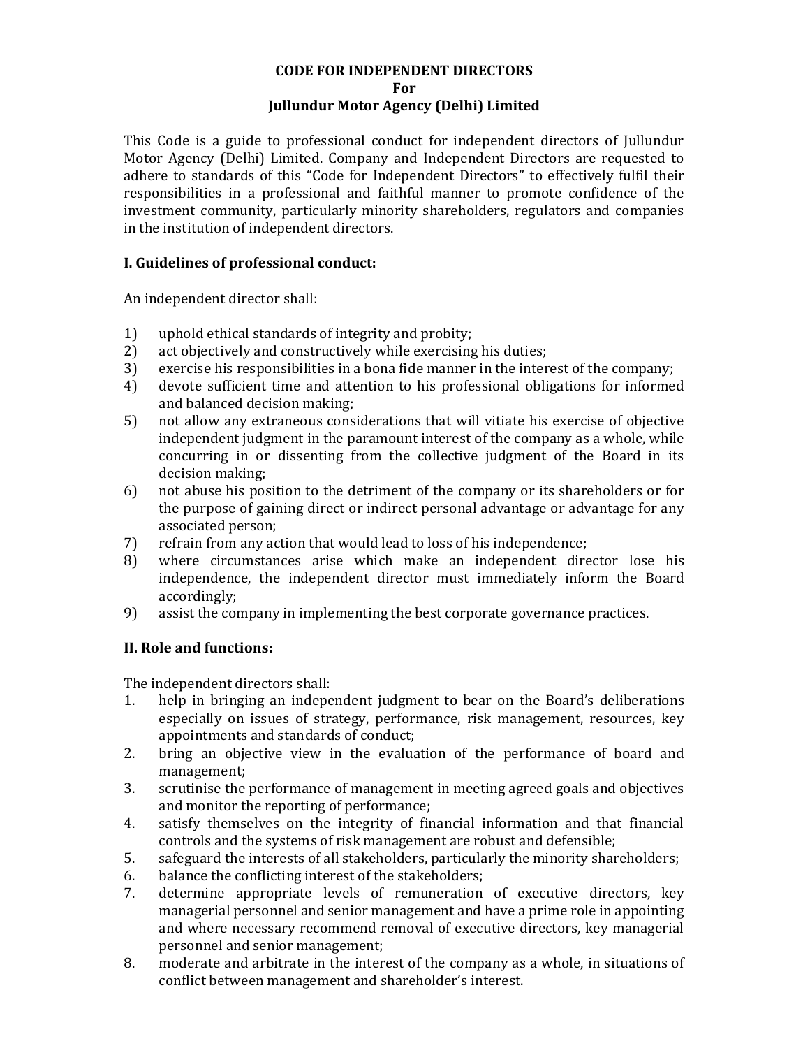# CODE FOR INDEPENDENT DIRECTORS
## For
## Jullundur Motor Agency (Delhi) Limited

This Code is a guide to professional conduct for independent directors of Jullundur Motor Agency (Delhi) Limited. Company and Independent Directors are requested to adhere to standards of this "Code for Independent Directors" to effectively fulfil their responsibilities in a professional and faithful manner to promote confidence of the investment community, particularly minority shareholders, regulators and companies in the institution of independent directors.

### I. Guidelines of professional conduct:

An independent director shall:

1) uphold ethical standards of integrity and probity;
2) act objectively and constructively while exercising his duties;
3) exercise his responsibilities in a bona fide manner in the interest of the company;
4) devote sufficient time and attention to his professional obligations for informed and balanced decision making;
5) not allow any extraneous considerations that will vitiate his exercise of objective independent judgment in the paramount interest of the company as a whole, while concurring in or dissenting from the collective judgment of the Board in its decision making;
6) not abuse his position to the detriment of the company or its shareholders or for the purpose of gaining direct or indirect personal advantage or advantage for any associated person;
7) refrain from any action that would lead to loss of his independence;
8) where circumstances arise which make an independent director lose his independence, the independent director must immediately inform the Board accordingly;
9) assist the company in implementing the best corporate governance practices.

### II. Role and functions:

The independent directors shall:

1. help in bringing an independent judgment to bear on the Board's deliberations especially on issues of strategy, performance, risk management, resources, key appointments and standards of conduct;
2. bring an objective view in the evaluation of the performance of board and management;
3. scrutinise the performance of management in meeting agreed goals and objectives and monitor the reporting of performance;
4. satisfy themselves on the integrity of financial information and that financial controls and the systems of risk management are robust and defensible;
5. safeguard the interests of all stakeholders, particularly the minority shareholders;
6. balance the conflicting interest of the stakeholders;
7. determine appropriate levels of remuneration of executive directors, key managerial personnel and senior management and have a prime role in appointing and where necessary recommend removal of executive directors, key managerial personnel and senior management;
8. moderate and arbitrate in the interest of the company as a whole, in situations of conflict between management and shareholder's interest.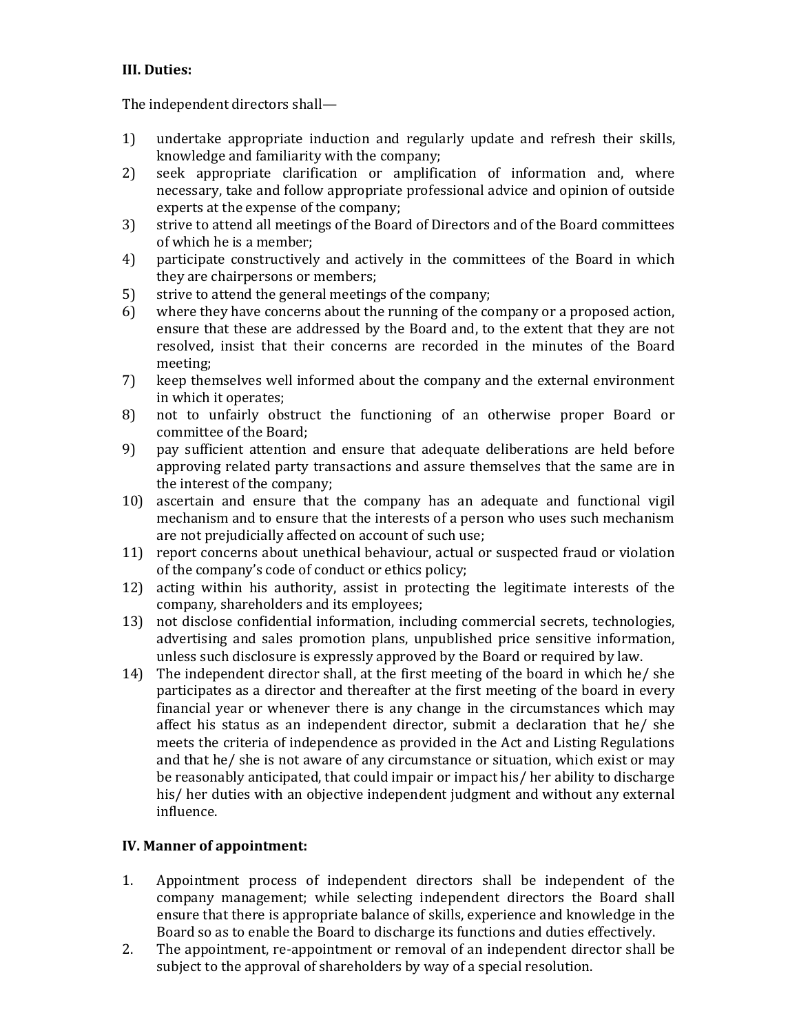**III. Duties:**

The independent directors shall—

1) undertake appropriate induction and regularly update and refresh their skills, knowledge and familiarity with the company;
2) seek appropriate clarification or amplification of information and, where necessary, take and follow appropriate professional advice and opinion of outside experts at the expense of the company;
3) strive to attend all meetings of the Board of Directors and of the Board committees of which he is a member;
4) participate constructively and actively in the committees of the Board in which they are chairpersons or members;
5) strive to attend the general meetings of the company;
6) where they have concerns about the running of the company or a proposed action, ensure that these are addressed by the Board and, to the extent that they are not resolved, insist that their concerns are recorded in the minutes of the Board meeting;
7) keep themselves well informed about the company and the external environment in which it operates;
8) not to unfairly obstruct the functioning of an otherwise proper Board or committee of the Board;
9) pay sufficient attention and ensure that adequate deliberations are held before approving related party transactions and assure themselves that the same are in the interest of the company;
10) ascertain and ensure that the company has an adequate and functional vigil mechanism and to ensure that the interests of a person who uses such mechanism are not prejudicially affected on account of such use;
11) report concerns about unethical behaviour, actual or suspected fraud or violation of the company's code of conduct or ethics policy;
12) acting within his authority, assist in protecting the legitimate interests of the company, shareholders and its employees;
13) not disclose confidential information, including commercial secrets, technologies, advertising and sales promotion plans, unpublished price sensitive information, unless such disclosure is expressly approved by the Board or required by law.
14) The independent director shall, at the first meeting of the board in which he/ she participates as a director and thereafter at the first meeting of the board in every financial year or whenever there is any change in the circumstances which may affect his status as an independent director, submit a declaration that he/ she meets the criteria of independence as provided in the Act and Listing Regulations and that he/ she is not aware of any circumstance or situation, which exist or may be reasonably anticipated, that could impair or impact his/ her ability to discharge his/ her duties with an objective independent judgment and without any external influence.

**IV. Manner of appointment:**

1. Appointment process of independent directors shall be independent of the company management; while selecting independent directors the Board shall ensure that there is appropriate balance of skills, experience and knowledge in the Board so as to enable the Board to discharge its functions and duties effectively.
2. The appointment, re-appointment or removal of an independent director shall be subject to the approval of shareholders by way of a special resolution.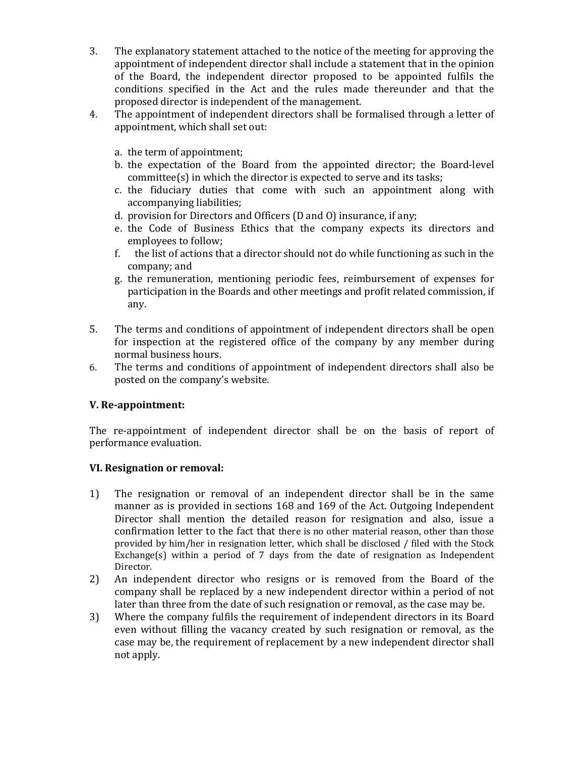3. The explanatory statement attached to the notice of the meeting for approving the appointment of independent director shall include a statement that in the opinion of the Board, the independent director proposed to be appointed fulfils the conditions specified in the Act and the rules made thereunder and that the proposed director is independent of the management.
4. The appointment of independent directors shall be formalised through a letter of appointment, which shall set out:

   a. the term of appointment;
   b. the expectation of the Board from the appointed director; the Board-level committee(s) in which the director is expected to serve and its tasks;
   c. the fiduciary duties that come with such an appointment along with accompanying liabilities;
   d. provision for Directors and Officers (D and O) insurance, if any;
   e. the Code of Business Ethics that the company expects its directors and employees to follow;
   f. the list of actions that a director should not do while functioning as such in the company; and
   g. the remuneration, mentioning periodic fees, reimbursement of expenses for participation in the Boards and other meetings and profit related commission, if any.

5. The terms and conditions of appointment of independent directors shall be open for inspection at the registered office of the company by any member during normal business hours.
6. The terms and conditions of appointment of independent directors shall also be posted on the company's website.

**V. Re-appointment:**

The re-appointment of independent director shall be on the basis of report of performance evaluation.

**VI. Resignation or removal:**

1) The resignation or removal of an independent director shall be in the same manner as is provided in sections 168 and 169 of the Act. Outgoing Independent Director shall mention the detailed reason for resignation and also, issue a confirmation letter to the fact that there is no other material reason, other than those provided by him/her in resignation letter, which shall be disclosed / filed with the Stock Exchange(s) within a period of 7 days from the date of resignation as Independent Director.
2) An independent director who resigns or is removed from the Board of the company shall be replaced by a new independent director within a period of not later than three from the date of such resignation or removal, as the case may be.
3) Where the company fulfils the requirement of independent directors in its Board even without filling the vacancy created by such resignation or removal, as the case may be, the requirement of replacement by a new independent director shall not apply.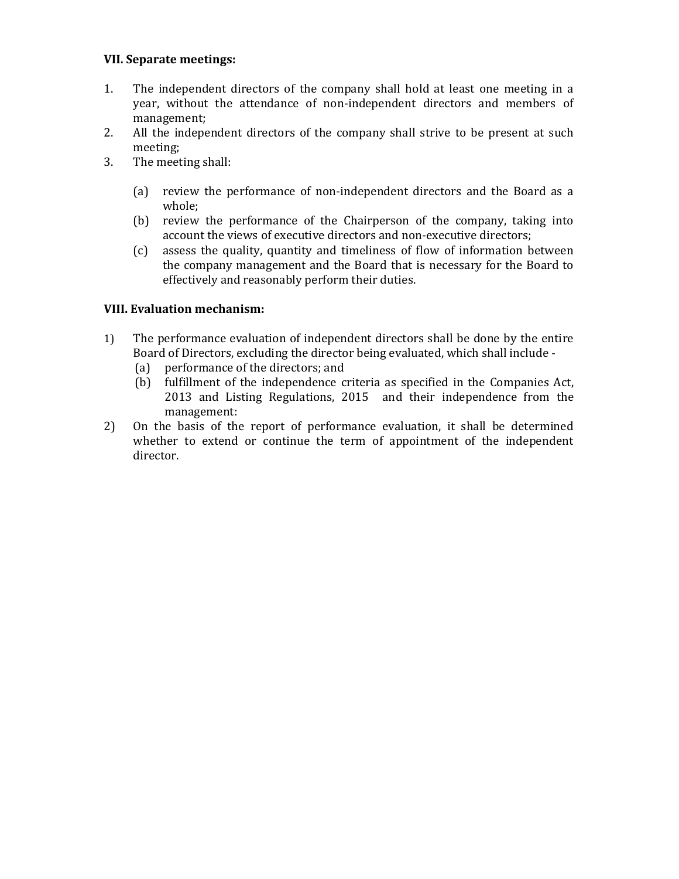**VII. Separate meetings:**

1. The independent directors of the company shall hold at least one meeting in a year, without the attendance of non-independent directors and members of management;
2. All the independent directors of the company shall strive to be present at such meeting;
3. The meeting shall:

    (a) review the performance of non-independent directors and the Board as a whole;
    (b) review the performance of the Chairperson of the company, taking into account the views of executive directors and non-executive directors;
    (c) assess the quality, quantity and timeliness of flow of information between the company management and the Board that is necessary for the Board to effectively and reasonably perform their duties.

**VIII. Evaluation mechanism:**

1) The performance evaluation of independent directors shall be done by the entire Board of Directors, excluding the director being evaluated, which shall include -
    (a) performance of the directors; and
    (b) fulfillment of the independence criteria as specified in the Companies Act, 2013 and Listing Regulations, 2015 and their independence from the management:
2) On the basis of the report of performance evaluation, it shall be determined whether to extend or continue the term of appointment of the independent director.